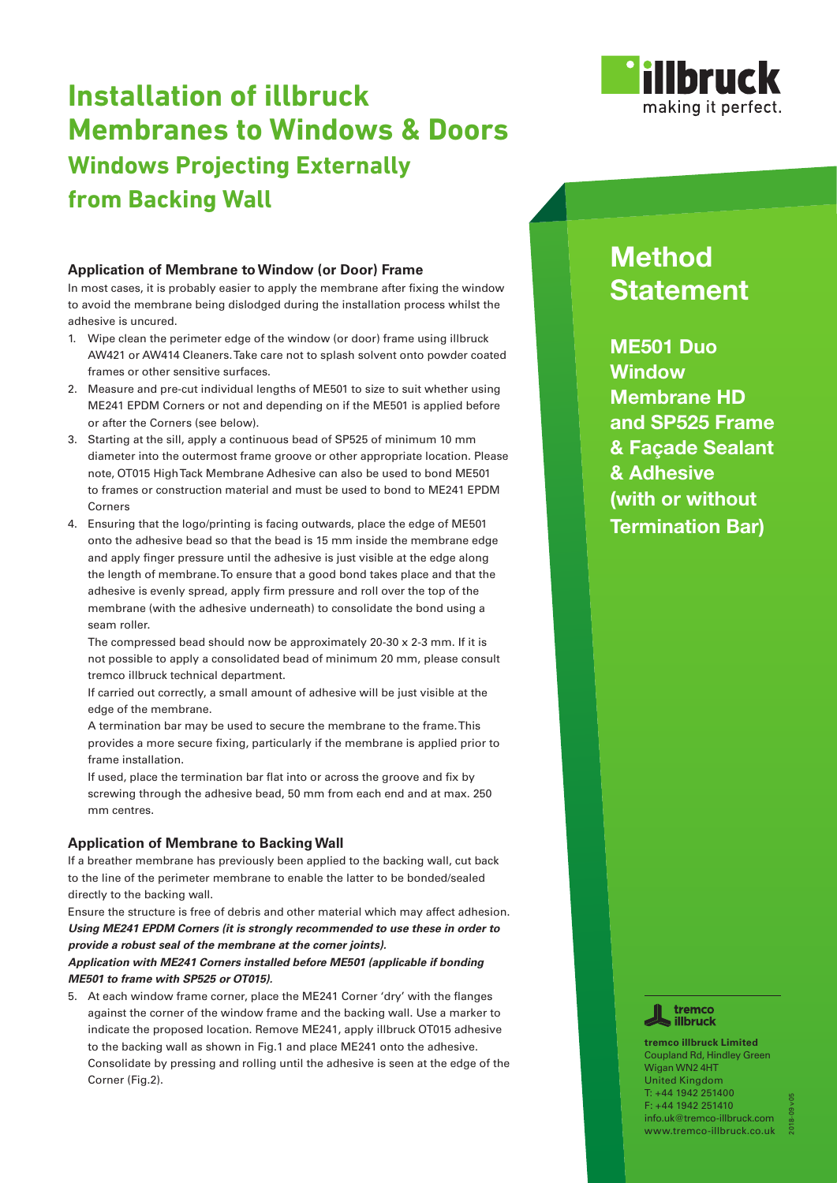# Installation of illbruck Membranes to Windows & Doors

## Windows Projecting Externally from Backing Wall

illbruck
making it perfect.

## Method Statement

**ME501 Duo Window Membrane HD and SP525 Frame & Façade Sealant & Adhesive (with or without Termination Bar)**

### Application of Membrane to Window (or Door) Frame

In most cases, it is probably easier to apply the membrane after fixing the window to avoid the membrane being dislodged during the installation process whilst the adhesive is uncured.

1. Wipe clean the perimeter edge of the window (or door) frame using illbruck AW421 or AW414 Cleaners. Take care not to splash solvent onto powder coated frames or other sensitive surfaces.
2. Measure and pre-cut individual lengths of ME501 to size to suit whether using ME241 EPDM Corners or not and depending on if the ME501 is applied before or after the Corners (see below).
3. Starting at the sill, apply a continuous bead of SP525 of minimum 10 mm diameter into the outermost frame groove or other appropriate location. Please note, OT015 High Tack Membrane Adhesive can also be used to bond ME501 to frames or construction material and must be used to bond to ME241 EPDM Corners
4. Ensuring that the logo/printing is facing outwards, place the edge of ME501 onto the adhesive bead so that the bead is 15 mm inside the membrane edge and apply finger pressure until the adhesive is just visible at the edge along the length of membrane. To ensure that a good bond takes place and that the adhesive is evenly spread, apply firm pressure and roll over the top of the membrane (with the adhesive underneath) to consolidate the bond using a seam roller.

   The compressed bead should now be approximately 20-30 x 2-3 mm. If it is not possible to apply a consolidated bead of minimum 20 mm, please consult tremco illbruck technical department.

   If carried out correctly, a small amount of adhesive will be just visible at the edge of the membrane.

   A termination bar may be used to secure the membrane to the frame. This provides a more secure fixing, particularly if the membrane is applied prior to frame installation.

   If used, place the termination bar flat into or across the groove and fix by screwing through the adhesive bead, 50 mm from each end and at max. 250 mm centres.

### Application of Membrane to Backing Wall

If a breather membrane has previously been applied to the backing wall, cut back to the line of the perimeter membrane to enable the latter to be bonded/sealed directly to the backing wall.

Ensure the structure is free of debris and other material which may affect adhesion.

***Using ME241 EPDM Corners (it is strongly recommended to use these in order to provide a robust seal of the membrane at the corner joints).***

***Application with ME241 Corners installed before ME501 (applicable if bonding ME501 to frame with SP525 or OT015).***

5. At each window frame corner, place the ME241 Corner 'dry' with the flanges against the corner of the window frame and the backing wall. Use a marker to indicate the proposed location. Remove ME241, apply illbruck OT015 adhesive to the backing wall as shown in Fig.1 and place ME241 onto the adhesive. Consolidate by pressing and rolling until the adhesive is seen at the edge of the Corner (Fig.2).

tremco illbruck

**tremco illbruck Limited**
Coupland Rd, Hindley Green
Wigan WN2 4HT
United Kingdom
T: +44 1942 251400
F: +44 1942 251410
info.uk@tremco-illbruck.com
www.tremco-illbruck.co.uk

2018-09 v05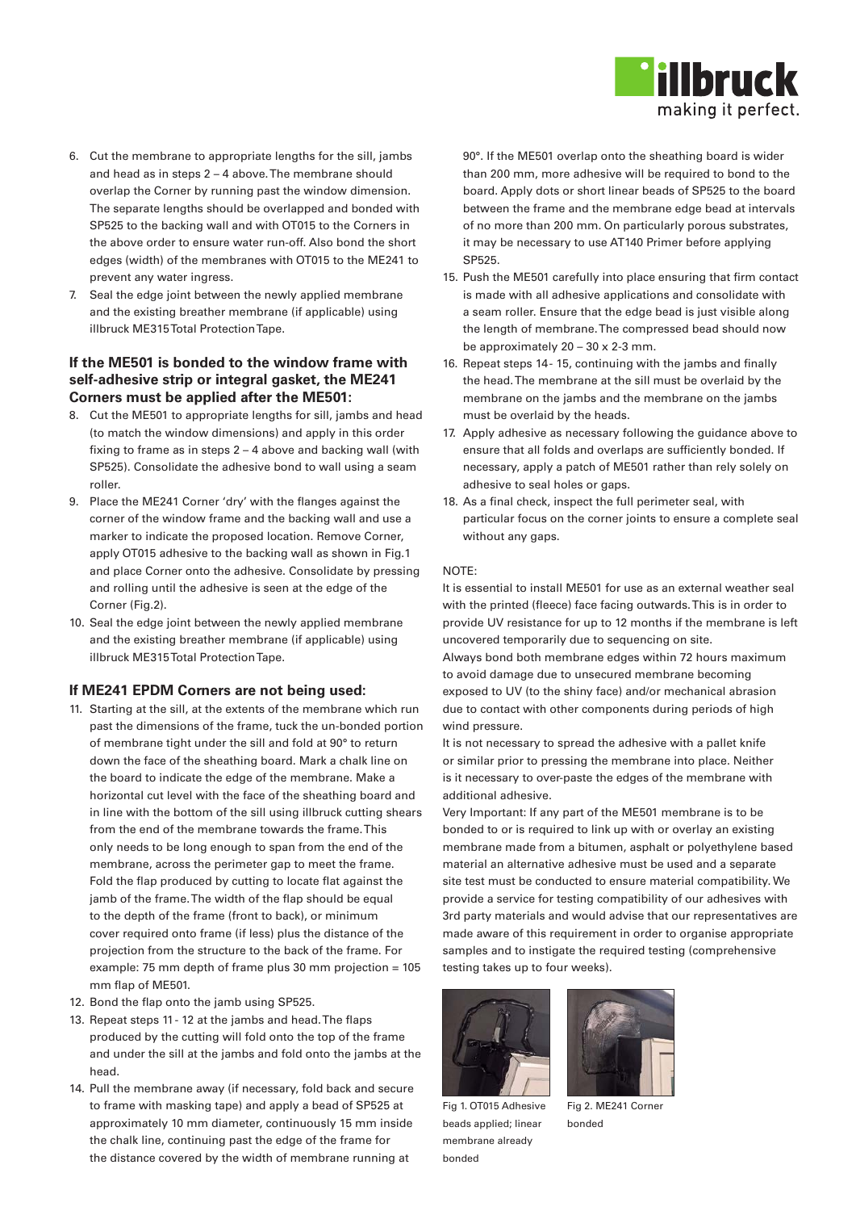6. Cut the membrane to appropriate lengths for the sill, jambs and head as in steps 2 – 4 above. The membrane should overlap the Corner by running past the window dimension. The separate lengths should be overlapped and bonded with SP525 to the backing wall and with OT015 to the Corners in the above order to ensure water run-off. Also bond the short edges (width) of the membranes with OT015 to the ME241 to prevent any water ingress.
7. Seal the edge joint between the newly applied membrane and the existing breather membrane (if applicable) using illbruck ME315 Total Protection Tape.

### If the ME501 is bonded to the window frame with self-adhesive strip or integral gasket, the ME241 Corners must be applied after the ME501:

8. Cut the ME501 to appropriate lengths for sill, jambs and head (to match the window dimensions) and apply in this order fixing to frame as in steps 2 – 4 above and backing wall (with SP525). Consolidate the adhesive bond to wall using a seam roller.
9. Place the ME241 Corner 'dry' with the flanges against the corner of the window frame and the backing wall and use a marker to indicate the proposed location. Remove Corner, apply OT015 adhesive to the backing wall as shown in Fig.1 and place Corner onto the adhesive. Consolidate by pressing and rolling until the adhesive is seen at the edge of the Corner (Fig.2).
10. Seal the edge joint between the newly applied membrane and the existing breather membrane (if applicable) using illbruck ME315 Total Protection Tape.

### If ME241 EPDM Corners are not being used:

11. Starting at the sill, at the extents of the membrane which run past the dimensions of the frame, tuck the un-bonded portion of membrane tight under the sill and fold at 90° to return down the face of the sheathing board. Mark a chalk line on the board to indicate the edge of the membrane. Make a horizontal cut level with the face of the sheathing board and in line with the bottom of the sill using illbruck cutting shears from the end of the membrane towards the frame. This only needs to be long enough to span from the end of the membrane, across the perimeter gap to meet the frame. Fold the flap produced by cutting to locate flat against the jamb of the frame. The width of the flap should be equal to the depth of the frame (front to back), or minimum cover required onto frame (if less) plus the distance of the projection from the structure to the back of the frame. For example: 75 mm depth of frame plus 30 mm projection = 105 mm flap of ME501.
12. Bond the flap onto the jamb using SP525.
13. Repeat steps 11 - 12 at the jambs and head. The flaps produced by the cutting will fold onto the top of the frame and under the sill at the jambs and fold onto the jambs at the head.
14. Pull the membrane away (if necessary, fold back and secure to frame with masking tape) and apply a bead of SP525 at approximately 10 mm diameter, continuously 15 mm inside the chalk line, continuing past the edge of the frame for the distance covered by the width of membrane running at 90°. If the ME501 overlap onto the sheathing board is wider than 200 mm, more adhesive will be required to bond to the board. Apply dots or short linear beads of SP525 to the board between the frame and the membrane edge bead at intervals of no more than 200 mm. On particularly porous substrates, it may be necessary to use AT140 Primer before applying SP525.
15. Push the ME501 carefully into place ensuring that firm contact is made with all adhesive applications and consolidate with a seam roller. Ensure that the edge bead is just visible along the length of membrane. The compressed bead should now be approximately 20 – 30 x 2-3 mm.
16. Repeat steps 14 - 15, continuing with the jambs and finally the head. The membrane at the sill must be overlaid by the membrane on the jambs and the membrane on the jambs must be overlaid by the heads.
17. Apply adhesive as necessary following the guidance above to ensure that all folds and overlaps are sufficiently bonded. If necessary, apply a patch of ME501 rather than rely solely on adhesive to seal holes or gaps.
18. As a final check, inspect the full perimeter seal, with particular focus on the corner joints to ensure a complete seal without any gaps.

NOTE:

It is essential to install ME501 for use as an external weather seal with the printed (fleece) face facing outwards. This is in order to provide UV resistance for up to 12 months if the membrane is left uncovered temporarily due to sequencing on site.

Always bond both membrane edges within 72 hours maximum to avoid damage due to unsecured membrane becoming exposed to UV (to the shiny face) and/or mechanical abrasion due to contact with other components during periods of high wind pressure.

It is not necessary to spread the adhesive with a pallet knife or similar prior to pressing the membrane into place. Neither is it necessary to over-paste the edges of the membrane with additional adhesive.

Very Important: If any part of the ME501 membrane is to be bonded to or is required to link up with or overlay an existing membrane made from a bitumen, asphalt or polyethylene based material an alternative adhesive must be used and a separate site test must be conducted to ensure material compatibility. We provide a service for testing compatibility of our adhesives with 3rd party materials and would advise that our representatives are made aware of this requirement in order to organise appropriate samples and to instigate the required testing (comprehensive testing takes up to four weeks).

Fig 1. OT015 Adhesive beads applied; linear membrane already bonded

Fig 2. ME241 Corner bonded